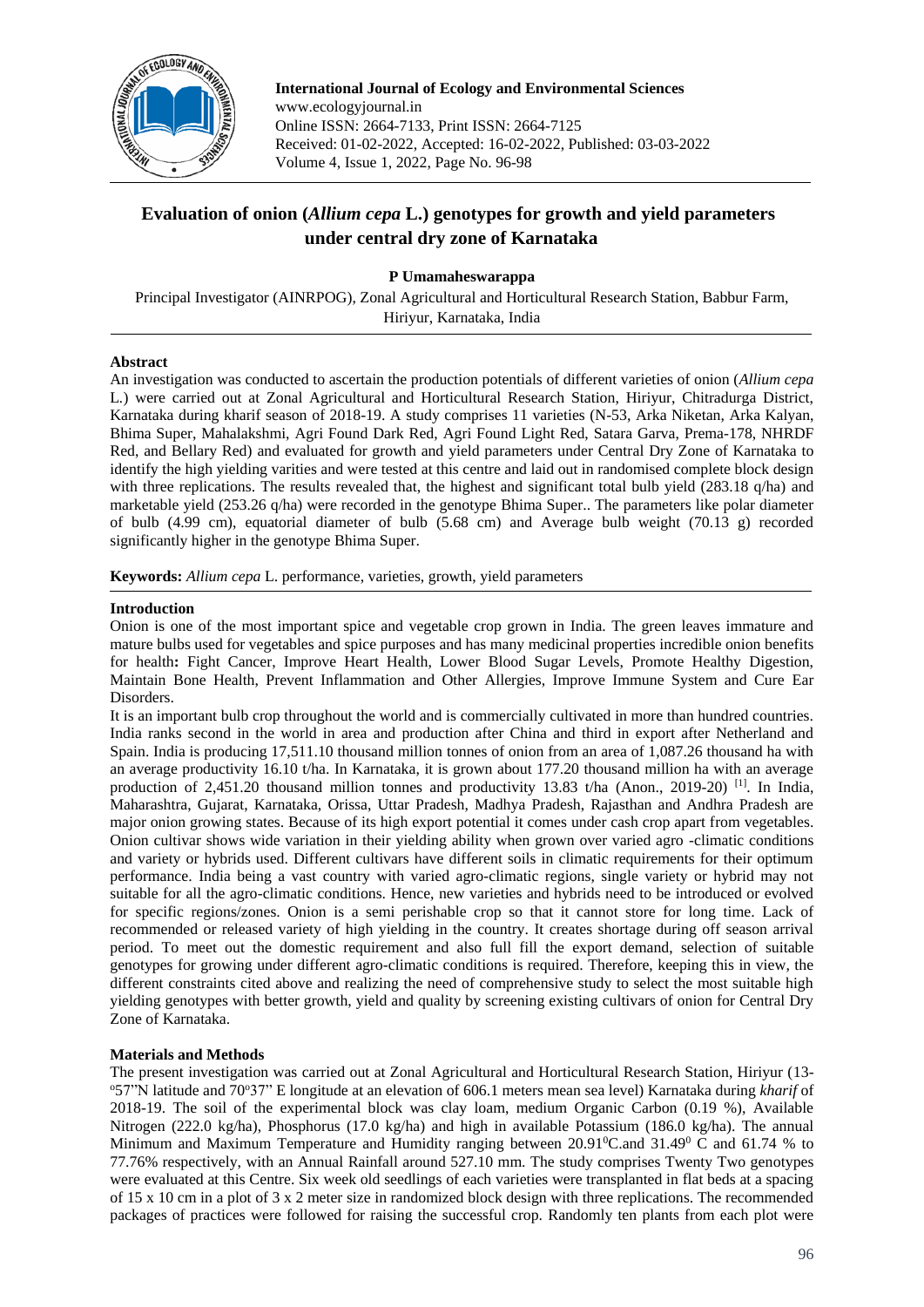International Journal of Ecology and Environmental Sciences
www.ecologyjournal.in
Online ISSN: 2664-7133, Print ISSN: 2664-7125
Received: 01-02-2022, Accepted: 16-02-2022, Published: 03-03-2022
Volume 4, Issue 1, 2022, Page No. 96-98

# Evaluation of onion (*Allium cepa* L.) genotypes for growth and yield parameters under central dry zone of Karnataka

**P Umamaheswarappa**

Principal Investigator (AINRPOG), Zonal Agricultural and Horticultural Research Station, Babbur Farm, Hiriyur, Karnataka, India

## Abstract

An investigation was conducted to ascertain the production potentials of different varieties of onion (*Allium cepa* L.) were carried out at Zonal Agricultural and Horticultural Research Station, Hiriyur, Chitradurga District, Karnataka during kharif season of 2018-19. A study comprises 11 varieties (N-53, Arka Niketan, Arka Kalyan, Bhima Super, Mahalakshmi, Agri Found Dark Red, Agri Found Light Red, Satara Garva, Prema-178, NHRDF Red, and Bellary Red) and evaluated for growth and yield parameters under Central Dry Zone of Karnataka to identify the high yielding varities and were tested at this centre and laid out in randomised complete block design with three replications. The results revealed that, the highest and significant total bulb yield (283.18 q/ha) and marketable yield (253.26 q/ha) were recorded in the genotype Bhima Super.. The parameters like polar diameter of bulb (4.99 cm), equatorial diameter of bulb (5.68 cm) and Average bulb weight (70.13 g) recorded significantly higher in the genotype Bhima Super.

**Keywords:** *Allium cepa* L. performance, varieties, growth, yield parameters

## Introduction

Onion is one of the most important spice and vegetable crop grown in India. The green leaves immature and mature bulbs used for vegetables and spice purposes and has many medicinal properties incredible onion benefits for health**:** Fight Cancer, Improve Heart Health, Lower Blood Sugar Levels, Promote Healthy Digestion, Maintain Bone Health, Prevent Inflammation and Other Allergies, Improve Immune System and Cure Ear Disorders.

It is an important bulb crop throughout the world and is commercially cultivated in more than hundred countries. India ranks second in the world in area and production after China and third in export after Netherland and Spain. India is producing 17,511.10 thousand million tonnes of onion from an area of 1,087.26 thousand ha with an average productivity 16.10 t/ha. In Karnataka, it is grown about 177.20 thousand million ha with an average production of 2,451.20 thousand million tonnes and productivity 13.83 t/ha (Anon., 2019-20) [1]. In India, Maharashtra, Gujarat, Karnataka, Orissa, Uttar Pradesh, Madhya Pradesh, Rajasthan and Andhra Pradesh are major onion growing states. Because of its high export potential it comes under cash crop apart from vegetables. Onion cultivar shows wide variation in their yielding ability when grown over varied agro -climatic conditions and variety or hybrids used. Different cultivars have different soils in climatic requirements for their optimum performance. India being a vast country with varied agro-climatic regions, single variety or hybrid may not suitable for all the agro-climatic conditions. Hence, new varieties and hybrids need to be introduced or evolved for specific regions/zones. Onion is a semi perishable crop so that it cannot store for long time. Lack of recommended or released variety of high yielding in the country. It creates shortage during off season arrival period. To meet out the domestic requirement and also full fill the export demand, selection of suitable genotypes for growing under different agro-climatic conditions is required. Therefore, keeping this in view, the different constraints cited above and realizing the need of comprehensive study to select the most suitable high yielding genotypes with better growth, yield and quality by screening existing cultivars of onion for Central Dry Zone of Karnataka.

## Materials and Methods

The present investigation was carried out at Zonal Agricultural and Horticultural Research Station, Hiriyur (13-$^{o}$57"N latitude and 70$^{o}$37" E longitude at an elevation of 606.1 meters mean sea level) Karnataka during *kharif* of 2018-19. The soil of the experimental block was clay loam, medium Organic Carbon (0.19 %), Available Nitrogen (222.0 kg/ha), Phosphorus (17.0 kg/ha) and high in available Potassium (186.0 kg/ha). The annual Minimum and Maximum Temperature and Humidity ranging between 20.91$^{0}$C.and 31.49$^{0}$ C and 61.74 % to 77.76% respectively, with an Annual Rainfall around 527.10 mm. The study comprises Twenty Two genotypes were evaluated at this Centre. Six week old seedlings of each varieties were transplanted in flat beds at a spacing of 15 x 10 cm in a plot of 3 x 2 meter size in randomized block design with three replications. The recommended packages of practices were followed for raising the successful crop. Randomly ten plants from each plot were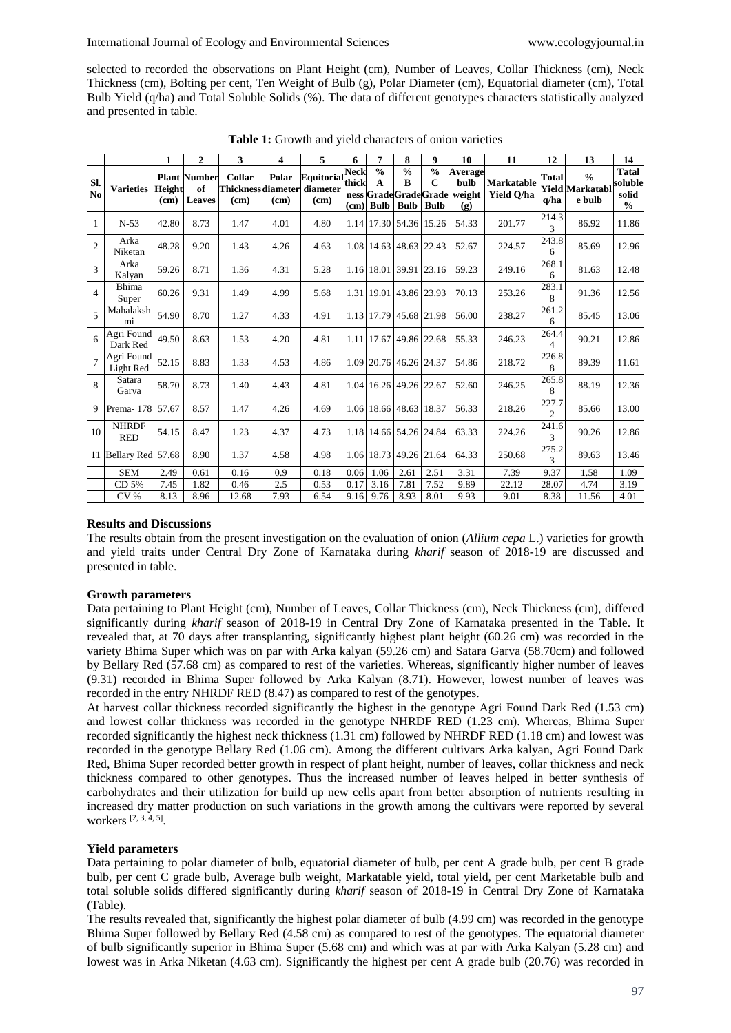selected to recorded the observations on Plant Height (cm), Number of Leaves, Collar Thickness (cm), Neck Thickness (cm), Bolting per cent, Ten Weight of Bulb (g), Polar Diameter (cm), Equatorial diameter (cm), Total Bulb Yield (q/ha) and Total Soluble Solids (%). The data of different genotypes characters statistically analyzed and presented in table.

**Table 1:** Growth and yield characters of onion varieties

| | | 1 | 2 | 3 | 4 | 5 | 6 | 7 | 8 | 9 | 10 | 11 | 12 | 13 | 14 |
|---|---|---|---|---|---|---|---|---|---|---|---|---|---|---|---|
| Sl. No | Varieties | Plant Height (cm) | Number of Leaves | Collar Thickness (cm) | Polar diameter (cm) | Equitorial diameter (cm) | Neck thickness (cm) | % A Grade Bulb | % B Grade Bulb | % C Grade Bulb | Average bulb weight (g) | Markatable Yield Q/ha | Total Yield q/ha | % Markatable bulb | Tatal soluble solid % |
| 1 | N-53 | 42.80 | 8.73 | 1.47 | 4.01 | 4.80 | 1.14 | 17.30 | 54.36 | 15.26 | 54.33 | 201.77 | 214.33 | 86.92 | 11.86 |
| 2 | Arka Niketan | 48.28 | 9.20 | 1.43 | 4.26 | 4.63 | 1.08 | 14.63 | 48.63 | 22.43 | 52.67 | 224.57 | 243.86 | 85.69 | 12.96 |
| 3 | Arka Kalyan | 59.26 | 8.71 | 1.36 | 4.31 | 5.28 | 1.16 | 18.01 | 39.91 | 23.16 | 59.23 | 249.16 | 268.16 | 81.63 | 12.48 |
| 4 | Bhima Super | 60.26 | 9.31 | 1.49 | 4.99 | 5.68 | 1.31 | 19.01 | 43.86 | 23.93 | 70.13 | 253.26 | 283.18 | 91.36 | 12.56 |
| 5 | Mahalakshmi | 54.90 | 8.70 | 1.27 | 4.33 | 4.91 | 1.13 | 17.79 | 45.68 | 21.98 | 56.00 | 238.27 | 261.26 | 85.45 | 13.06 |
| 6 | Agri Found Dark Red | 49.50 | 8.63 | 1.53 | 4.20 | 4.81 | 1.11 | 17.67 | 49.86 | 22.68 | 55.33 | 246.23 | 264.44 | 90.21 | 12.86 |
| 7 | Agri Found Light Red | 52.15 | 8.83 | 1.33 | 4.53 | 4.86 | 1.09 | 20.76 | 46.26 | 24.37 | 54.86 | 218.72 | 226.88 | 89.39 | 11.61 |
| 8 | Satara Garva | 58.70 | 8.73 | 1.40 | 4.43 | 4.81 | 1.04 | 16.26 | 49.26 | 22.67 | 52.60 | 246.25 | 265.88 | 88.19 | 12.36 |
| 9 | Prema- 178 | 57.67 | 8.57 | 1.47 | 4.26 | 4.69 | 1.06 | 18.66 | 48.63 | 18.37 | 56.33 | 218.26 | 227.72 | 85.66 | 13.00 |
| 10 | NHRDF RED | 54.15 | 8.47 | 1.23 | 4.37 | 4.73 | 1.18 | 14.66 | 54.26 | 24.84 | 63.33 | 224.26 | 241.63 | 90.26 | 12.86 |
| 11 | Bellary Red | 57.68 | 8.90 | 1.37 | 4.58 | 4.98 | 1.06 | 18.73 | 49.26 | 21.64 | 64.33 | 250.68 | 275.23 | 89.63 | 13.46 |
| | SEM | 2.49 | 0.61 | 0.16 | 0.9 | 0.18 | 0.06 | 1.06 | 2.61 | 2.51 | 3.31 | 7.39 | 9.37 | 1.58 | 1.09 |
| | CD 5% | 7.45 | 1.82 | 0.46 | 2.5 | 0.53 | 0.17 | 3.16 | 7.81 | 7.52 | 9.89 | 22.12 | 28.07 | 4.74 | 3.19 |
| | CV % | 8.13 | 8.96 | 12.68 | 7.93 | 6.54 | 9.16 | 9.76 | 8.93 | 8.01 | 9.93 | 9.01 | 8.38 | 11.56 | 4.01 |

### Results and Discussions

The results obtain from the present investigation on the evaluation of onion (*Allium cepa* L.) varieties for growth and yield traits under Central Dry Zone of Karnataka during *kharif* season of 2018-19 are discussed and presented in table.

### Growth parameters

Data pertaining to Plant Height (cm), Number of Leaves, Collar Thickness (cm), Neck Thickness (cm), differed significantly during *kharif* season of 2018-19 in Central Dry Zone of Karnataka presented in the Table. It revealed that, at 70 days after transplanting, significantly highest plant height (60.26 cm) was recorded in the variety Bhima Super which was on par with Arka kalyan (59.26 cm) and Satara Garva (58.70cm) and followed by Bellary Red (57.68 cm) as compared to rest of the varieties. Whereas, significantly higher number of leaves (9.31) recorded in Bhima Super followed by Arka Kalyan (8.71). However, lowest number of leaves was recorded in the entry NHRDF RED (8.47) as compared to rest of the genotypes.

At harvest collar thickness recorded significantly the highest in the genotype Agri Found Dark Red (1.53 cm) and lowest collar thickness was recorded in the genotype NHRDF RED (1.23 cm). Whereas, Bhima Super recorded significantly the highest neck thickness (1.31 cm) followed by NHRDF RED (1.18 cm) and lowest was recorded in the genotype Bellary Red (1.06 cm). Among the different cultivars Arka kalyan, Agri Found Dark Red, Bhima Super recorded better growth in respect of plant height, number of leaves, collar thickness and neck thickness compared to other genotypes. Thus the increased number of leaves helped in better synthesis of carbohydrates and their utilization for build up new cells apart from better absorption of nutrients resulting in increased dry matter production on such variations in the growth among the cultivars were reported by several workers [2, 3, 4, 5].

### Yield parameters

Data pertaining to polar diameter of bulb, equatorial diameter of bulb, per cent A grade bulb, per cent B grade bulb, per cent C grade bulb, Average bulb weight, Markatable yield, total yield, per cent Marketable bulb and total soluble solids differed significantly during *kharif* season of 2018-19 in Central Dry Zone of Karnataka (Table).

The results revealed that, significantly the highest polar diameter of bulb (4.99 cm) was recorded in the genotype Bhima Super followed by Bellary Red (4.58 cm) as compared to rest of the genotypes. The equatorial diameter of bulb significantly superior in Bhima Super (5.68 cm) and which was at par with Arka Kalyan (5.28 cm) and lowest was in Arka Niketan (4.63 cm). Significantly the highest per cent A grade bulb (20.76) was recorded in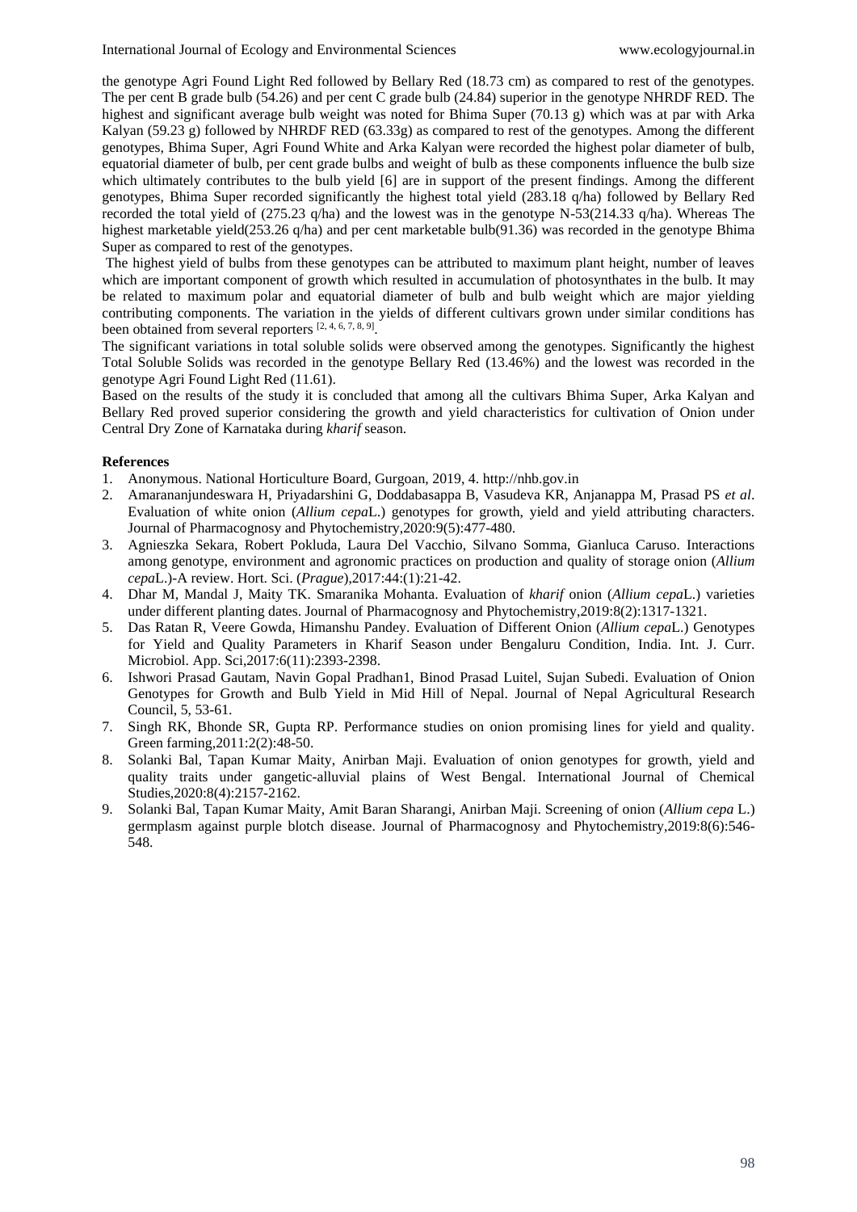the genotype Agri Found Light Red followed by Bellary Red (18.73 cm) as compared to rest of the genotypes. The per cent B grade bulb (54.26) and per cent C grade bulb (24.84) superior in the genotype NHRDF RED. The highest and significant average bulb weight was noted for Bhima Super (70.13 g) which was at par with Arka Kalyan (59.23 g) followed by NHRDF RED (63.33g) as compared to rest of the genotypes. Among the different genotypes, Bhima Super, Agri Found White and Arka Kalyan were recorded the highest polar diameter of bulb, equatorial diameter of bulb, per cent grade bulbs and weight of bulb as these components influence the bulb size which ultimately contributes to the bulb yield [6] are in support of the present findings. Among the different genotypes, Bhima Super recorded significantly the highest total yield (283.18 q/ha) followed by Bellary Red recorded the total yield of (275.23 q/ha) and the lowest was in the genotype N-53(214.33 q/ha). Whereas The highest marketable yield(253.26 q/ha) and per cent marketable bulb(91.36) was recorded in the genotype Bhima Super as compared to rest of the genotypes.

The highest yield of bulbs from these genotypes can be attributed to maximum plant height, number of leaves which are important component of growth which resulted in accumulation of photosynthates in the bulb. It may be related to maximum polar and equatorial diameter of bulb and bulb weight which are major yielding contributing components. The variation in the yields of different cultivars grown under similar conditions has been obtained from several reporters [2, 4, 6, 7, 8, 9].

The significant variations in total soluble solids were observed among the genotypes. Significantly the highest Total Soluble Solids was recorded in the genotype Bellary Red (13.46%) and the lowest was recorded in the genotype Agri Found Light Red (11.61).

Based on the results of the study it is concluded that among all the cultivars Bhima Super, Arka Kalyan and Bellary Red proved superior considering the growth and yield characteristics for cultivation of Onion under Central Dry Zone of Karnataka during *kharif* season.

## References

1. Anonymous. National Horticulture Board, Gurgoan, 2019, 4. http://nhb.gov.in
2. Amarananjundeswara H, Priyadarshini G, Doddabasappa B, Vasudeva KR, Anjanappa M, Prasad PS *et al*. Evaluation of white onion (*Allium cepa*L.) genotypes for growth, yield and yield attributing characters. Journal of Pharmacognosy and Phytochemistry,2020:9(5):477-480.
3. Agnieszka Sekara, Robert Pokluda, Laura Del Vacchio, Silvano Somma, Gianluca Caruso. Interactions among genotype, environment and agronomic practices on production and quality of storage onion (*Allium cepa*L.)-A review. Hort. Sci. (*Prague*),2017:44:(1):21-42.
4. Dhar M, Mandal J, Maity TK. Smaranika Mohanta. Evaluation of *kharif* onion (*Allium cepa*L.) varieties under different planting dates. Journal of Pharmacognosy and Phytochemistry,2019:8(2):1317-1321.
5. Das Ratan R, Veere Gowda, Himanshu Pandey. Evaluation of Different Onion (*Allium cepa*L.) Genotypes for Yield and Quality Parameters in Kharif Season under Bengaluru Condition, India. Int. J. Curr. Microbiol. App. Sci,2017:6(11):2393-2398.
6. Ishwori Prasad Gautam, Navin Gopal Pradhan1, Binod Prasad Luitel, Sujan Subedi. Evaluation of Onion Genotypes for Growth and Bulb Yield in Mid Hill of Nepal. Journal of Nepal Agricultural Research Council, 5, 53-61.
7. Singh RK, Bhonde SR, Gupta RP. Performance studies on onion promising lines for yield and quality. Green farming,2011:2(2):48-50.
8. Solanki Bal, Tapan Kumar Maity, Anirban Maji. Evaluation of onion genotypes for growth, yield and quality traits under gangetic-alluvial plains of West Bengal. International Journal of Chemical Studies,2020:8(4):2157-2162.
9. Solanki Bal, Tapan Kumar Maity, Amit Baran Sharangi, Anirban Maji. Screening of onion (*Allium cepa* L.) germplasm against purple blotch disease. Journal of Pharmacognosy and Phytochemistry,2019:8(6):546-548.